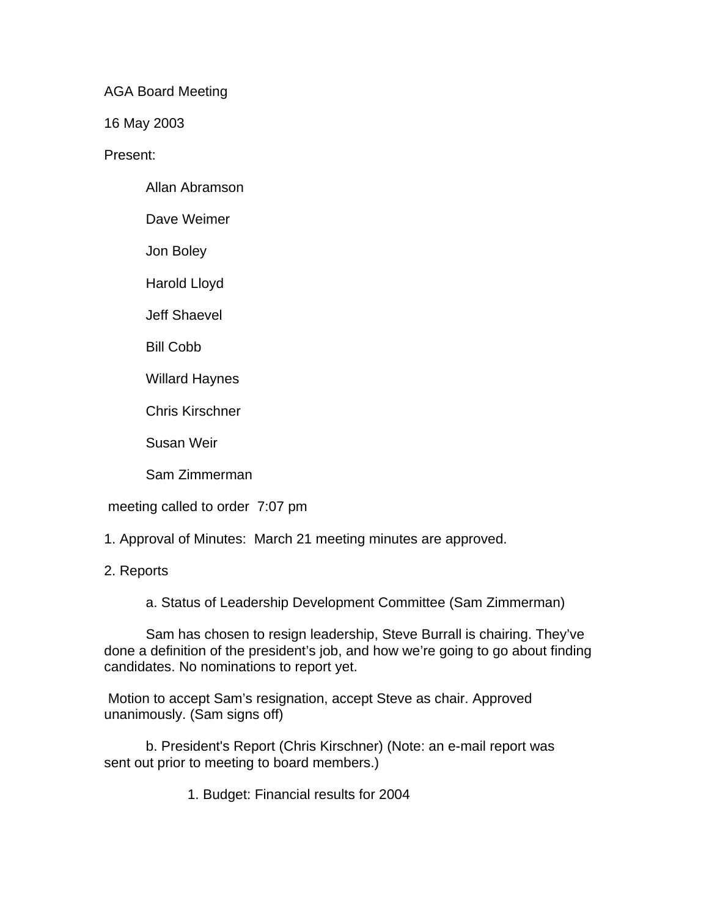AGA Board Meeting

16 May 2003

Present:

- Allan Abramson
- Dave Weimer
- Jon Boley
- Harold Lloyd
- Jeff Shaevel
- Bill Cobb
- Willard Haynes
- Chris Kirschner
- Susan Weir
- Sam Zimmerman

meeting called to order 7:07 pm

1. Approval of Minutes: March 21 meeting minutes are approved.

2. Reports

   a. Status of Leadership Development Committee (Sam Zimmerman)

   Sam has chosen to resign leadership, Steve Burrall is chairing. They've done a definition of the president's job, and how we're going to go about finding candidates. No nominations to report yet.

   Motion to accept Sam's resignation, accept Steve as chair. Approved unanimously. (Sam signs off)

   b. President's Report (Chris Kirschner) (Note: an e-mail report was sent out prior to meeting to board members.)

      1. Budget: Financial results for 2004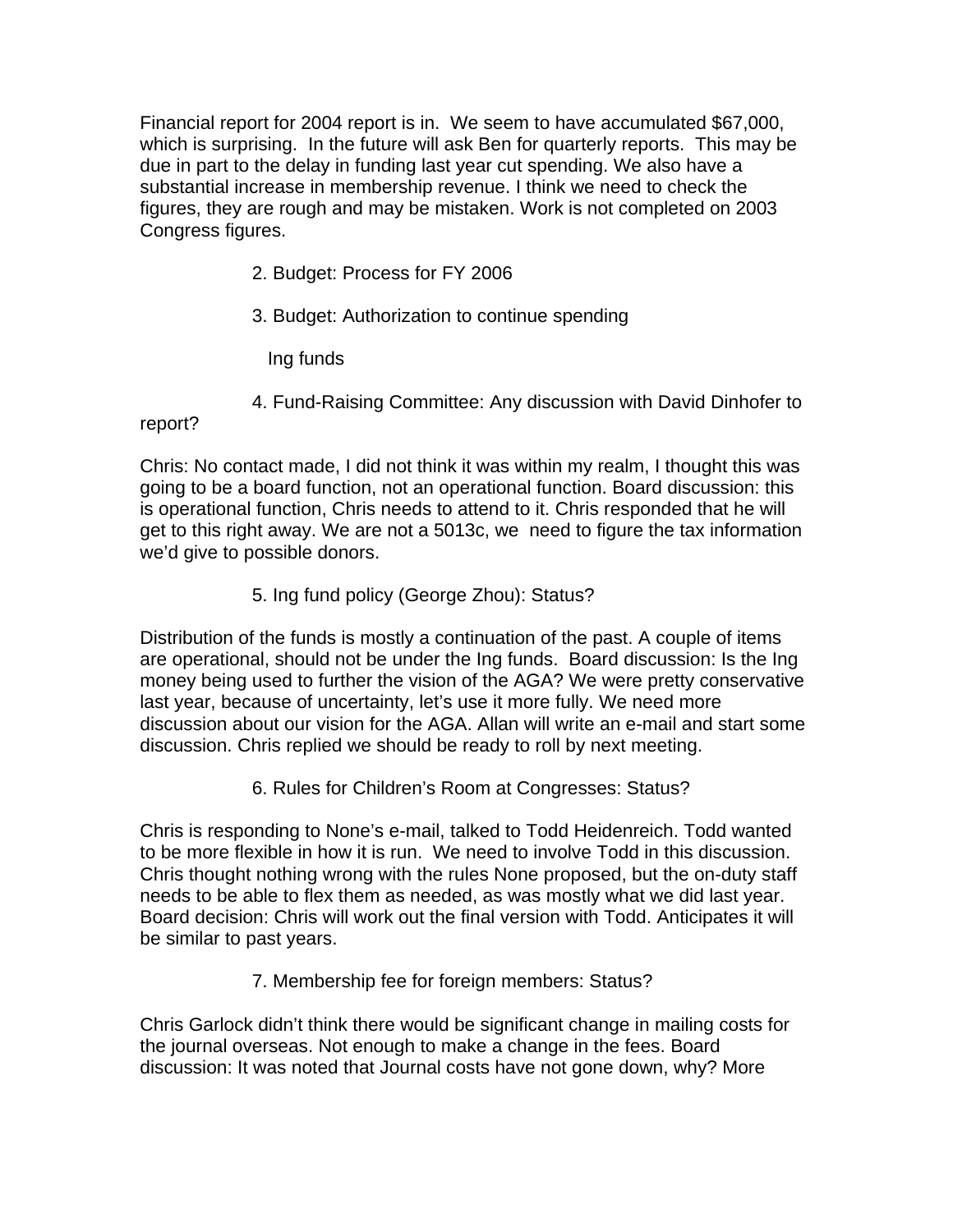Financial report for 2004 report is in. We seem to have accumulated $67,000, which is surprising. In the future will ask Ben for quarterly reports. This may be due in part to the delay in funding last year cut spending. We also have a substantial increase in membership revenue. I think we need to check the figures, they are rough and may be mistaken. Work is not completed on 2003 Congress figures.

2. Budget: Process for FY 2006

3. Budget: Authorization to continue spending

Ing funds

4. Fund-Raising Committee: Any discussion with David Dinhofer to report?

Chris: No contact made, I did not think it was within my realm, I thought this was going to be a board function, not an operational function. Board discussion: this is operational function, Chris needs to attend to it. Chris responded that he will get to this right away. We are not a 5013c, we need to figure the tax information we'd give to possible donors.

5. Ing fund policy (George Zhou): Status?

Distribution of the funds is mostly a continuation of the past. A couple of items are operational, should not be under the Ing funds. Board discussion: Is the Ing money being used to further the vision of the AGA? We were pretty conservative last year, because of uncertainty, let's use it more fully. We need more discussion about our vision for the AGA. Allan will write an e-mail and start some discussion. Chris replied we should be ready to roll by next meeting.

6. Rules for Children's Room at Congresses: Status?

Chris is responding to None's e-mail, talked to Todd Heidenreich. Todd wanted to be more flexible in how it is run. We need to involve Todd in this discussion. Chris thought nothing wrong with the rules None proposed, but the on-duty staff needs to be able to flex them as needed, as was mostly what we did last year. Board decision: Chris will work out the final version with Todd. Anticipates it will be similar to past years.

7. Membership fee for foreign members: Status?

Chris Garlock didn't think there would be significant change in mailing costs for the journal overseas. Not enough to make a change in the fees. Board discussion: It was noted that Journal costs have not gone down, why? More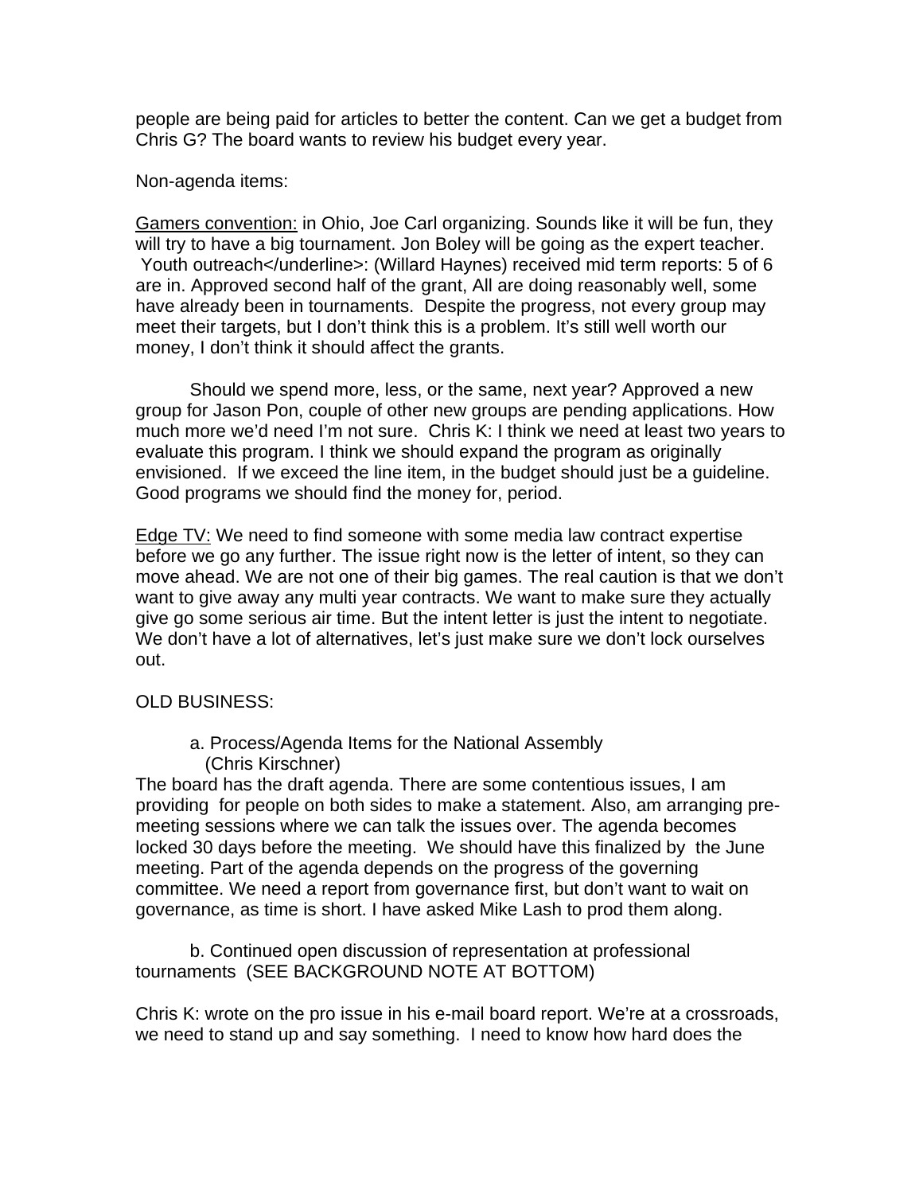people are being paid for articles to better the content. Can we get a budget from Chris G? The board wants to review his budget every year.

Non-agenda items:

<u>Gamers convention:</u> in Ohio, Joe Carl organizing. Sounds like it will be fun, they will try to have a big tournament. Jon Boley will be going as the expert teacher. Youth outreach</underline>: (Willard Haynes) received mid term reports: 5 of 6 are in. Approved second half of the grant, All are doing reasonably well, some have already been in tournaments. Despite the progress, not every group may meet their targets, but I don't think this is a problem. It's still well worth our money, I don't think it should affect the grants.

Should we spend more, less, or the same, next year? Approved a new group for Jason Pon, couple of other new groups are pending applications. How much more we'd need I'm not sure. Chris K: I think we need at least two years to evaluate this program. I think we should expand the program as originally envisioned. If we exceed the line item, in the budget should just be a guideline. Good programs we should find the money for, period.

<u>Edge TV:</u> We need to find someone with some media law contract expertise before we go any further. The issue right now is the letter of intent, so they can move ahead. We are not one of their big games. The real caution is that we don't want to give away any multi year contracts. We want to make sure they actually give go some serious air time. But the intent letter is just the intent to negotiate. We don't have a lot of alternatives, let's just make sure we don't lock ourselves out.

OLD BUSINESS:

a. Process/Agenda Items for the National Assembly (Chris Kirschner)

The board has the draft agenda. There are some contentious issues, I am providing for people on both sides to make a statement. Also, am arranging pre-meeting sessions where we can talk the issues over. The agenda becomes locked 30 days before the meeting. We should have this finalized by the June meeting. Part of the agenda depends on the progress of the governing committee. We need a report from governance first, but don't want to wait on governance, as time is short. I have asked Mike Lash to prod them along.

b. Continued open discussion of representation at professional tournaments (SEE BACKGROUND NOTE AT BOTTOM)

Chris K: wrote on the pro issue in his e-mail board report. We're at a crossroads, we need to stand up and say something. I need to know how hard does the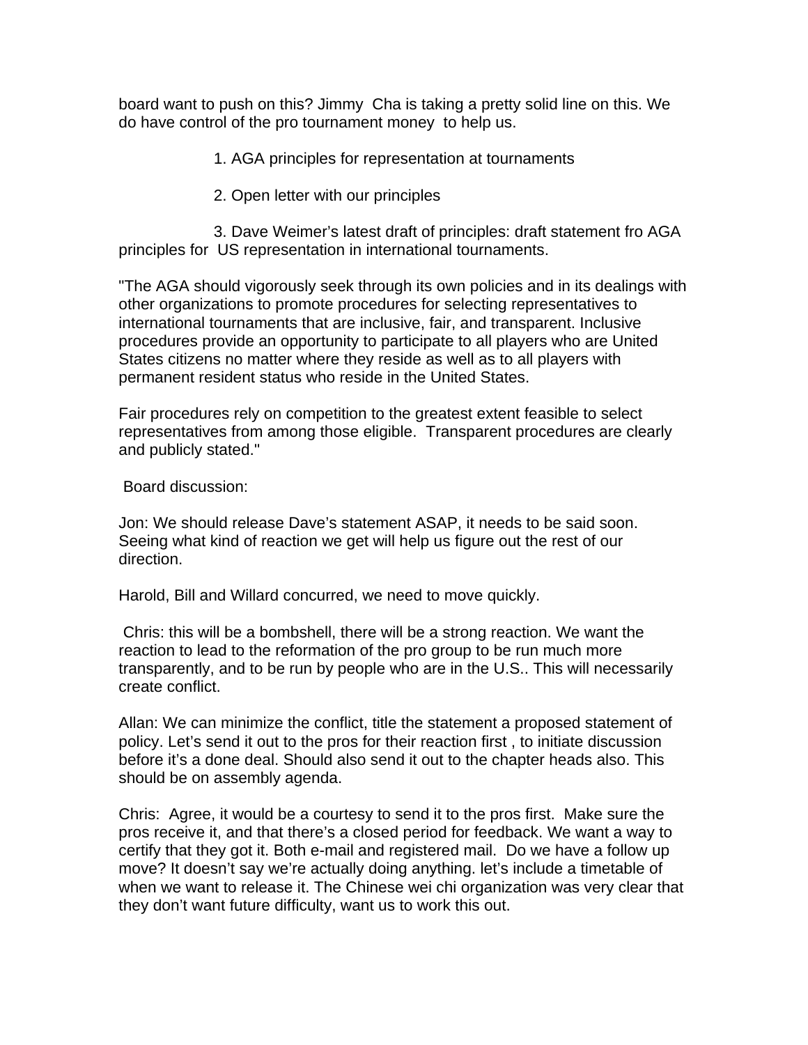board want to push on this? Jimmy Cha is taking a pretty solid line on this. We do have control of the pro tournament money to help us.

1. AGA principles for representation at tournaments

2. Open letter with our principles

3. Dave Weimer's latest draft of principles: draft statement fro AGA principles for US representation in international tournaments.

"The AGA should vigorously seek through its own policies and in its dealings with other organizations to promote procedures for selecting representatives to international tournaments that are inclusive, fair, and transparent. Inclusive procedures provide an opportunity to participate to all players who are United States citizens no matter where they reside as well as to all players with permanent resident status who reside in the United States.

Fair procedures rely on competition to the greatest extent feasible to select representatives from among those eligible. Transparent procedures are clearly and publicly stated."

Board discussion:

Jon: We should release Dave's statement ASAP, it needs to be said soon. Seeing what kind of reaction we get will help us figure out the rest of our direction.

Harold, Bill and Willard concurred, we need to move quickly.

Chris: this will be a bombshell, there will be a strong reaction. We want the reaction to lead to the reformation of the pro group to be run much more transparently, and to be run by people who are in the U.S.. This will necessarily create conflict.

Allan: We can minimize the conflict, title the statement a proposed statement of policy. Let's send it out to the pros for their reaction first , to initiate discussion before it's a done deal. Should also send it out to the chapter heads also. This should be on assembly agenda.

Chris: Agree, it would be a courtesy to send it to the pros first. Make sure the pros receive it, and that there's a closed period for feedback. We want a way to certify that they got it. Both e-mail and registered mail. Do we have a follow up move? It doesn't say we're actually doing anything. let's include a timetable of when we want to release it. The Chinese wei chi organization was very clear that they don't want future difficulty, want us to work this out.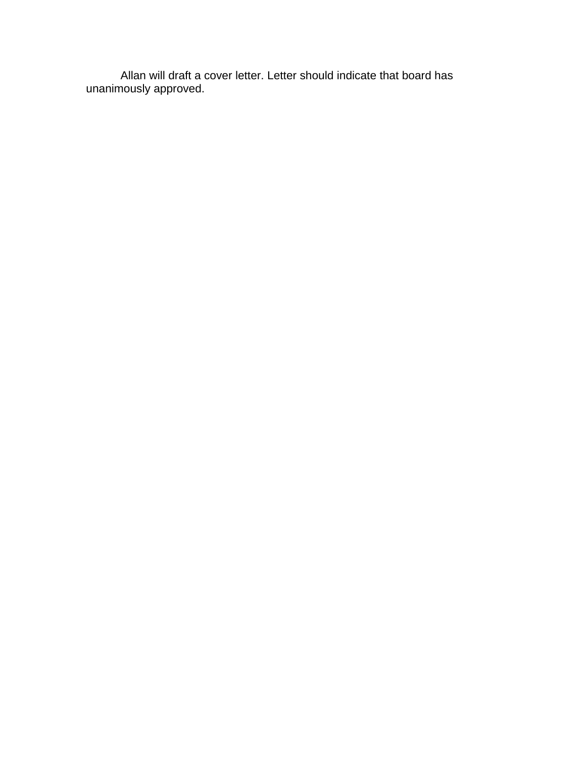Allan will draft a cover letter. Letter should indicate that board has unanimously approved.